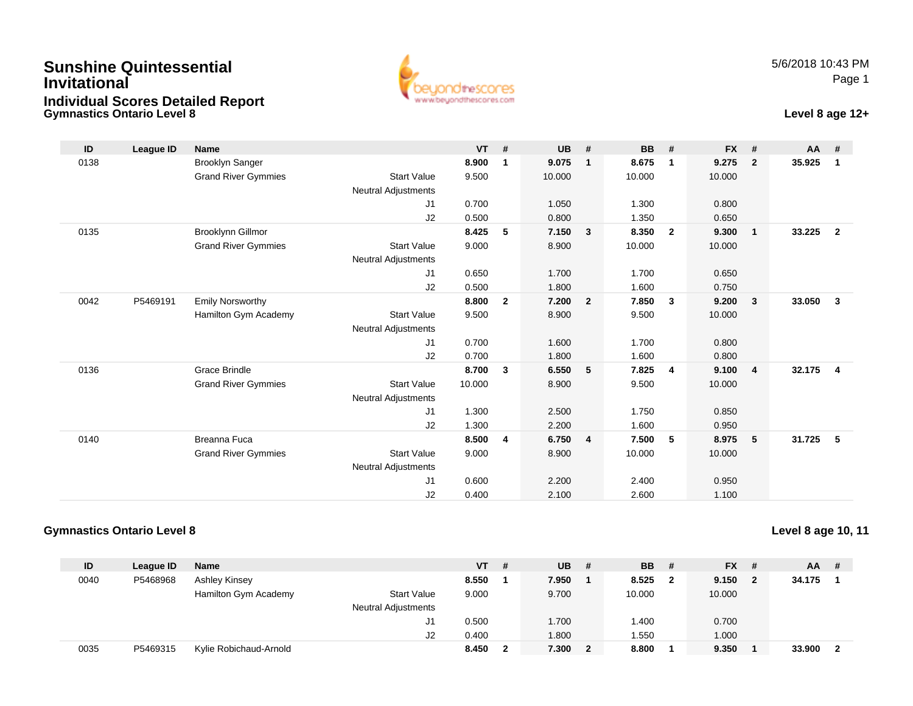# Sunshine Quintessential Invitational

## Individual Scores Detailed Report

### Gymnastics Ontario Level 8

5/6/2018 10:43 PM

**Level 8 age 12+**

| ID | League ID | Name | | VT | # | UB | # | BB | # | FX | # | AA | # |
|---|---|---|---|---|---|---|---|---|---|---|---|---|---|
| 0138 | | Brooklyn Sanger | | **8.900** | **1** | **9.075** | **1** | **8.675** | **1** | **9.275** | **2** | **35.925** | **1** |
| | | Grand River Gymmies | Start Value | 9.500 | | 10.000 | | 10.000 | | 10.000 | | | |
| | | | Neutral Adjustments | | | | | | | | | | |
| | | | J1 | 0.700 | | 1.050 | | 1.300 | | 0.800 | | | |
| | | | J2 | 0.500 | | 0.800 | | 1.350 | | 0.650 | | | |
| 0135 | | Brooklynn Gillmor | | **8.425** | **5** | **7.150** | **3** | **8.350** | **2** | **9.300** | **1** | **33.225** | **2** |
| | | Grand River Gymmies | Start Value | 9.000 | | 8.900 | | 10.000 | | 10.000 | | | |
| | | | Neutral Adjustments | | | | | | | | | | |
| | | | J1 | 0.650 | | 1.700 | | 1.700 | | 0.650 | | | |
| | | | J2 | 0.500 | | 1.800 | | 1.600 | | 0.750 | | | |
| 0042 | P5469191 | Emily Norsworthy | | **8.800** | **2** | **7.200** | **2** | **7.850** | **3** | **9.200** | **3** | **33.050** | **3** |
| | | Hamilton Gym Academy | Start Value | 9.500 | | 8.900 | | 9.500 | | 10.000 | | | |
| | | | Neutral Adjustments | | | | | | | | | | |
| | | | J1 | 0.700 | | 1.600 | | 1.700 | | 0.800 | | | |
| | | | J2 | 0.700 | | 1.800 | | 1.600 | | 0.800 | | | |
| 0136 | | Grace Brindle | | **8.700** | **3** | **6.550** | **5** | **7.825** | **4** | **9.100** | **4** | **32.175** | **4** |
| | | Grand River Gymmies | Start Value | 10.000 | | 8.900 | | 9.500 | | 10.000 | | | |
| | | | Neutral Adjustments | | | | | | | | | | |
| | | | J1 | 1.300 | | 2.500 | | 1.750 | | 0.850 | | | |
| | | | J2 | 1.300 | | 2.200 | | 1.600 | | 0.950 | | | |
| 0140 | | Breanna Fuca | | **8.500** | **4** | **6.750** | **4** | **7.500** | **5** | **8.975** | **5** | **31.725** | **5** |
| | | Grand River Gymmies | Start Value | 9.000 | | 8.900 | | 10.000 | | 10.000 | | | |
| | | | Neutral Adjustments | | | | | | | | | | |
| | | | J1 | 0.600 | | 2.200 | | 2.400 | | 0.950 | | | |
| | | | J2 | 0.400 | | 2.100 | | 2.600 | | 1.100 | | | |

### Gymnastics Ontario Level 8

**Level 8 age 10, 11**

| ID | League ID | Name | | VT | # | UB | # | BB | # | FX | # | AA | # |
|---|---|---|---|---|---|---|---|---|---|---|---|---|---|
| 0040 | P5468968 | Ashley Kinsey | | **8.550** | **1** | **7.950** | **1** | **8.525** | **2** | **9.150** | **2** | **34.175** | **1** |
| | | Hamilton Gym Academy | Start Value | 9.000 | | 9.700 | | 10.000 | | 10.000 | | | |
| | | | Neutral Adjustments | | | | | | | | | | |
| | | | J1 | 0.500 | | 1.700 | | 1.400 | | 0.700 | | | |
| | | | J2 | 0.400 | | 1.800 | | 1.550 | | 1.000 | | | |
| 0035 | P5469315 | Kylie Robichaud-Arnold | | **8.450** | **2** | **7.300** | **2** | **8.800** | **1** | **9.350** | **1** | **33.900** | **2** |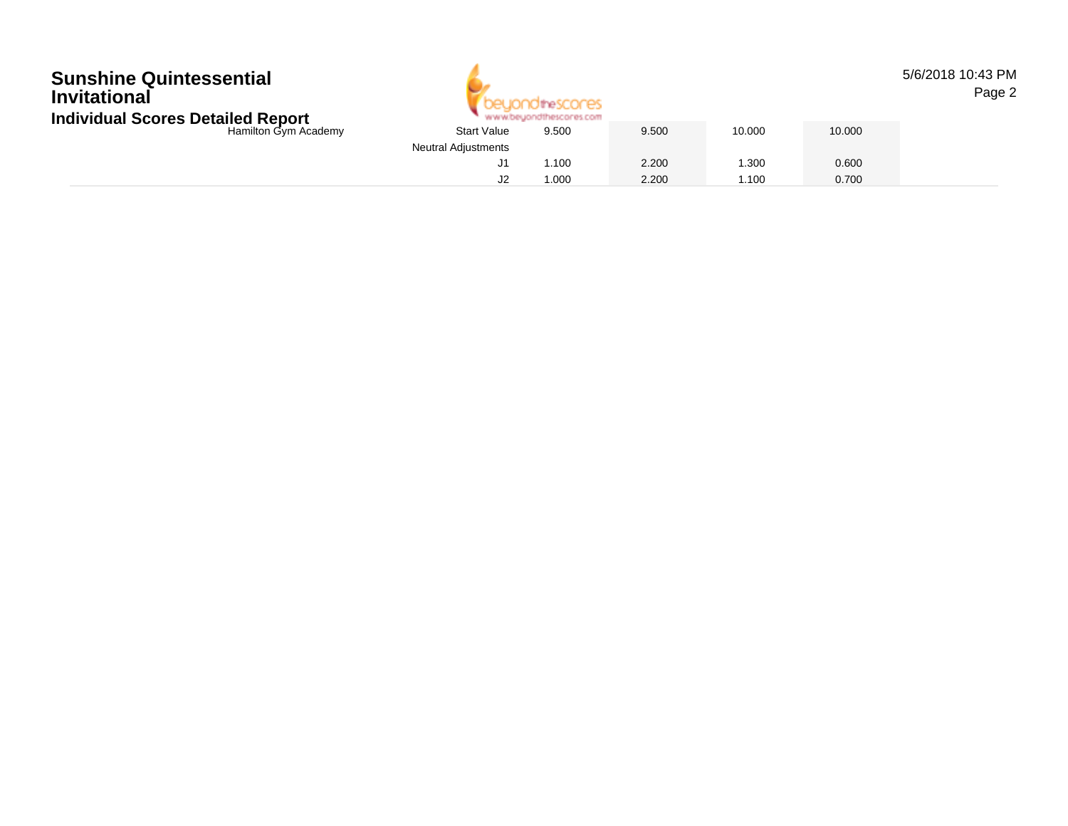# Sunshine Quintessential Invitational

## Individual Scores Detailed Report

| | | | | | |
|---|---|---|---|---|---|
| Hamilton Gym Academy | Start Value | 9.500 | 9.500 | 10.000 | 10.000 |
| | Neutral Adjustments | | | | |
| | J1 | 1.100 | 2.200 | 1.300 | 0.600 |
| | J2 | 1.000 | 2.200 | 1.100 | 0.700 |